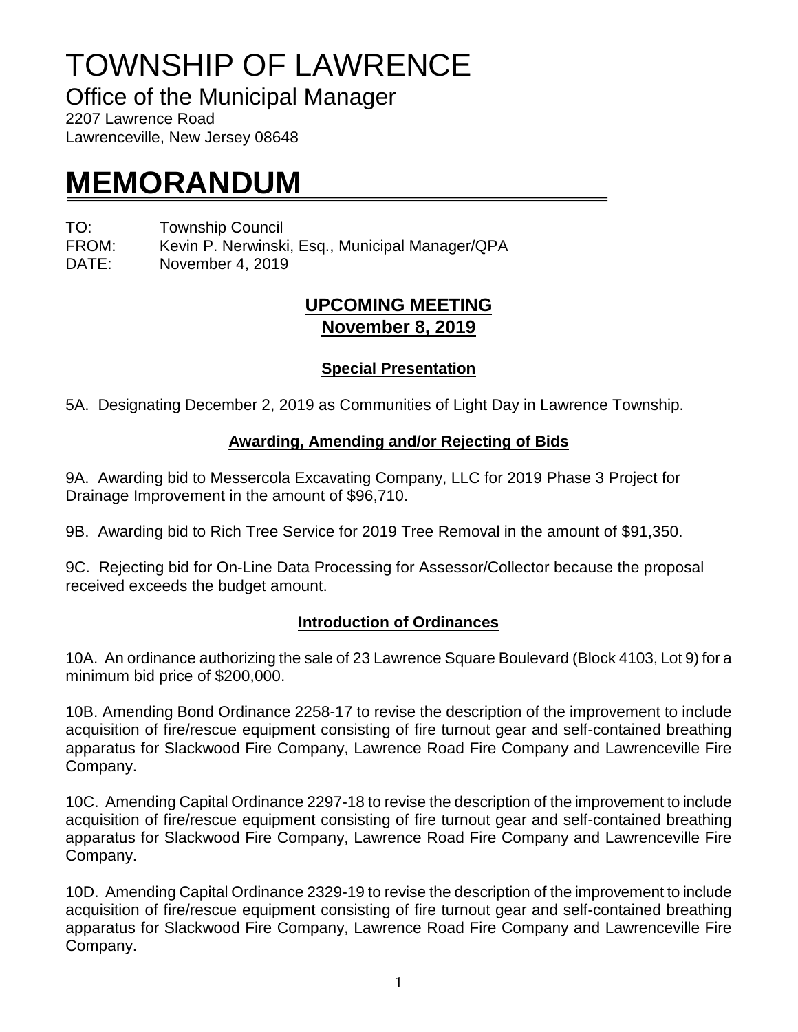# TOWNSHIP OF LAWRENCE

## Office of the Municipal Manager

2207 Lawrence Road
Lawrenceville, New Jersey 08648

# MEMORANDUM

TO: Township Council
FROM: Kevin P. Nerwinski, Esq., Municipal Manager/QPA
DATE: November 4, 2019

## UPCOMING MEETING
## November 8, 2019

### Special Presentation

5A. Designating December 2, 2019 as Communities of Light Day in Lawrence Township.

### Awarding, Amending and/or Rejecting of Bids

9A. Awarding bid to Messercola Excavating Company, LLC for 2019 Phase 3 Project for Drainage Improvement in the amount of $96,710.

9B. Awarding bid to Rich Tree Service for 2019 Tree Removal in the amount of $91,350.

9C. Rejecting bid for On-Line Data Processing for Assessor/Collector because the proposal received exceeds the budget amount.

### Introduction of Ordinances

10A. An ordinance authorizing the sale of 23 Lawrence Square Boulevard (Block 4103, Lot 9) for a minimum bid price of $200,000.

10B. Amending Bond Ordinance 2258-17 to revise the description of the improvement to include acquisition of fire/rescue equipment consisting of fire turnout gear and self-contained breathing apparatus for Slackwood Fire Company, Lawrence Road Fire Company and Lawrenceville Fire Company.

10C. Amending Capital Ordinance 2297-18 to revise the description of the improvement to include acquisition of fire/rescue equipment consisting of fire turnout gear and self-contained breathing apparatus for Slackwood Fire Company, Lawrence Road Fire Company and Lawrenceville Fire Company.

10D. Amending Capital Ordinance 2329-19 to revise the description of the improvement to include acquisition of fire/rescue equipment consisting of fire turnout gear and self-contained breathing apparatus for Slackwood Fire Company, Lawrence Road Fire Company and Lawrenceville Fire Company.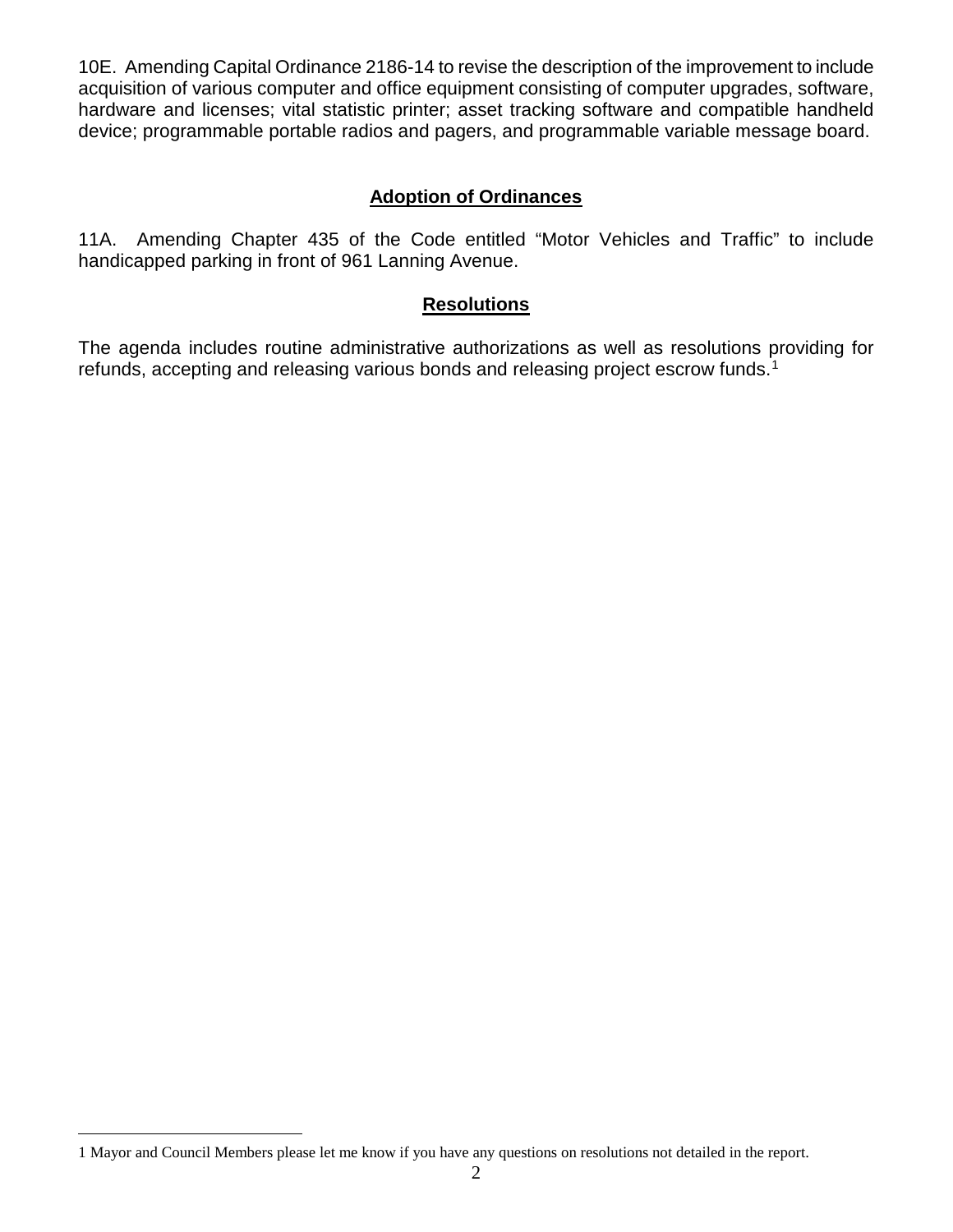10E. Amending Capital Ordinance 2186-14 to revise the description of the improvement to include acquisition of various computer and office equipment consisting of computer upgrades, software, hardware and licenses; vital statistic printer; asset tracking software and compatible handheld device; programmable portable radios and pagers, and programmable variable message board.

## Adoption of Ordinances

11A. Amending Chapter 435 of the Code entitled "Motor Vehicles and Traffic" to include handicapped parking in front of 961 Lanning Avenue.

## Resolutions

The agenda includes routine administrative authorizations as well as resolutions providing for refunds, accepting and releasing various bonds and releasing project escrow funds.[1]

1 Mayor and Council Members please let me know if you have any questions on resolutions not detailed in the report.